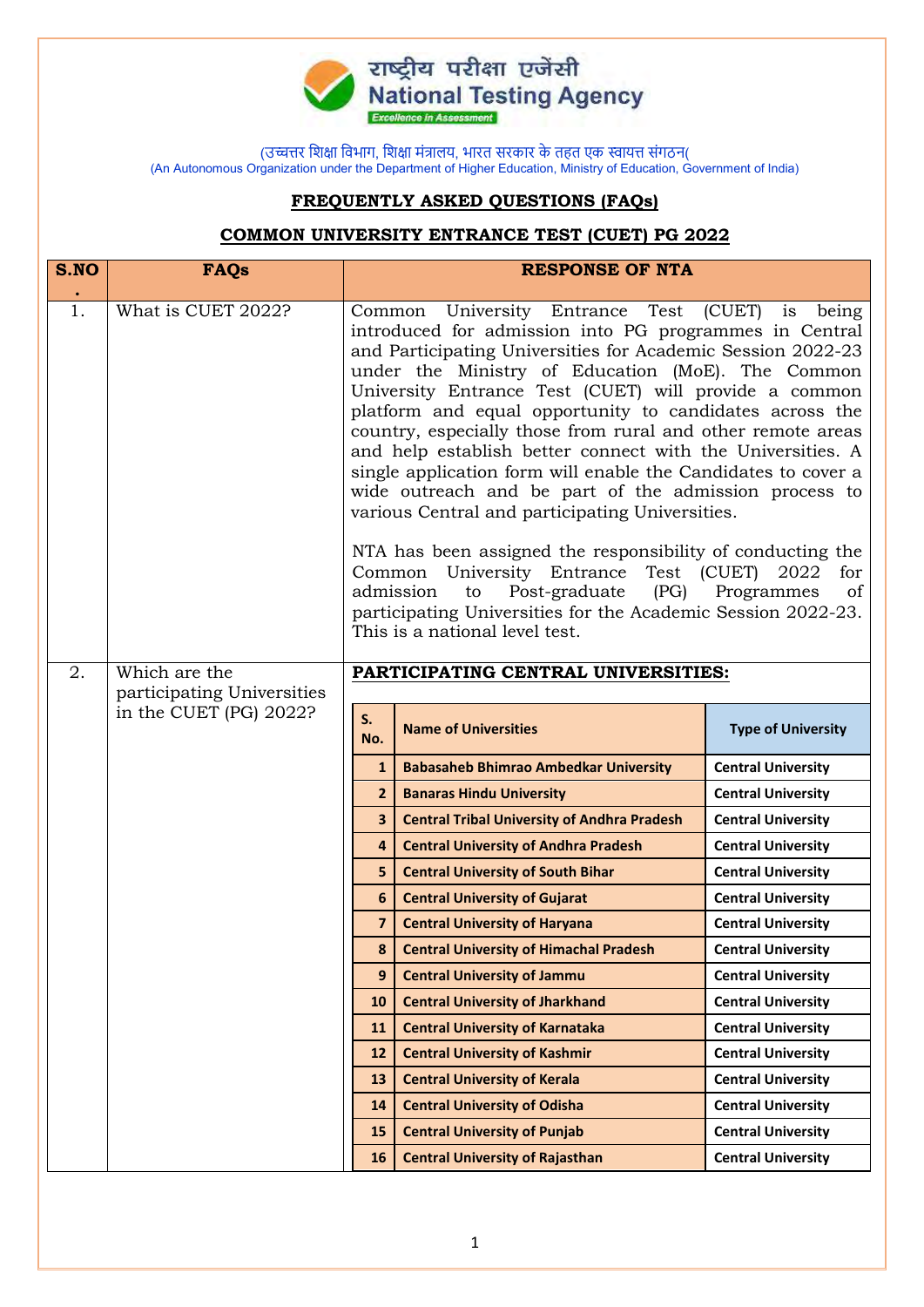राष्ट्रीय परीक्षा एजेंसी
National Testing Agency
*Excellence in Assessment*

(उच्चतर शिक्षा विभाग, शिक्षा मंत्रालय, भारत सरकार के तहत एक स्वायत्त संगठन(
(An Autonomous Organization under the Department of Higher Education, Ministry of Education, Government of India)

## FREQUENTLY ASKED QUESTIONS (FAQs)

## COMMON UNIVERSITY ENTRANCE TEST (CUET) PG 2022

| S.NO. | FAQs | RESPONSE OF NTA |
|---|---|---|
| 1. | What is CUET 2022? | Common University Entrance Test (CUET) is being introduced for admission into PG programmes in Central and Participating Universities for Academic Session 2022-23 under the Ministry of Education (MoE). The Common University Entrance Test (CUET) will provide a common platform and equal opportunity to candidates across the country, especially those from rural and other remote areas and help establish better connect with the Universities. A single application form will enable the Candidates to cover a wide outreach and be part of the admission process to various Central and participating Universities.<br><br>NTA has been assigned the responsibility of conducting the Common University Entrance Test (CUET) 2022 for admission to Post-graduate (PG) Programmes of participating Universities for the Academic Session 2022-23. This is a national level test. |
| 2. | Which are the participating Universities in the CUET (PG) 2022? | **PARTICIPATING CENTRAL UNIVERSITIES:** |

| S. No. | Name of Universities | Type of University |
|---|---|---|
| 1 | Babasaheb Bhimrao Ambedkar University | Central University |
| 2 | Banaras Hindu University | Central University |
| 3 | Central Tribal University of Andhra Pradesh | Central University |
| 4 | Central University of Andhra Pradesh | Central University |
| 5 | Central University of South Bihar | Central University |
| 6 | Central University of Gujarat | Central University |
| 7 | Central University of Haryana | Central University |
| 8 | Central University of Himachal Pradesh | Central University |
| 9 | Central University of Jammu | Central University |
| 10 | Central University of Jharkhand | Central University |
| 11 | Central University of Karnataka | Central University |
| 12 | Central University of Kashmir | Central University |
| 13 | Central University of Kerala | Central University |
| 14 | Central University of Odisha | Central University |
| 15 | Central University of Punjab | Central University |
| 16 | Central University of Rajasthan | Central University |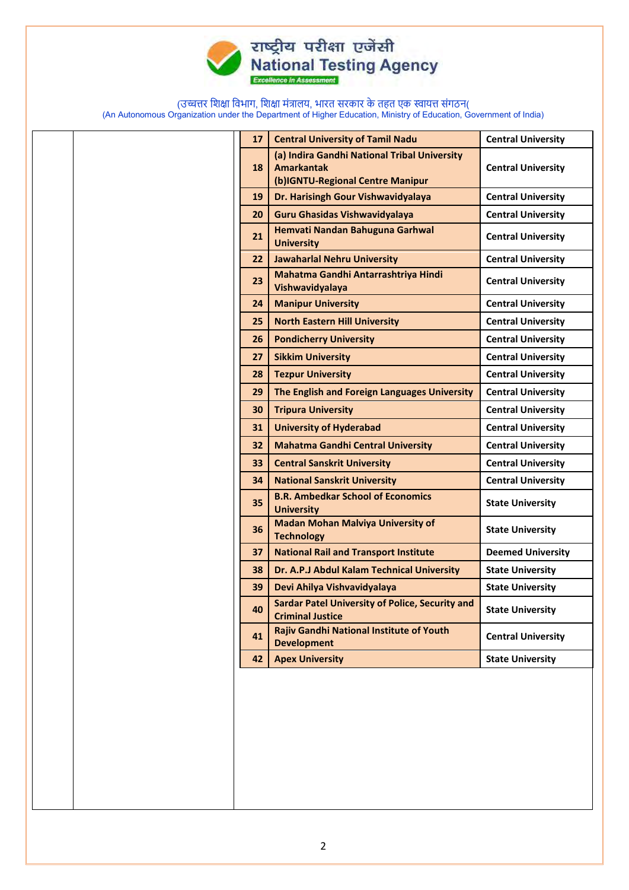| | | | | |
|---|---|---|---|---|
| | | 17 | **Central University of Tamil Nadu** | **Central University** |
| | | 18 | **(a) Indira Gandhi National Tribal University Amarkantak (b)IGNTU-Regional Centre Manipur** | **Central University** |
| | | 19 | **Dr. Harisingh Gour Vishwavidyalaya** | **Central University** |
| | | 20 | **Guru Ghasidas Vishwavidyalaya** | **Central University** |
| | | 21 | **Hemvati Nandan Bahuguna Garhwal University** | **Central University** |
| | | 22 | **Jawaharlal Nehru University** | **Central University** |
| | | 23 | **Mahatma Gandhi Antarrashtriya Hindi Vishwavidyalaya** | **Central University** |
| | | 24 | **Manipur University** | **Central University** |
| | | 25 | **North Eastern Hill University** | **Central University** |
| | | 26 | **Pondicherry University** | **Central University** |
| | | 27 | **Sikkim University** | **Central University** |
| | | 28 | **Tezpur University** | **Central University** |
| | | 29 | **The English and Foreign Languages University** | **Central University** |
| | | 30 | **Tripura University** | **Central University** |
| | | 31 | **University of Hyderabad** | **Central University** |
| | | 32 | **Mahatma Gandhi Central University** | **Central University** |
| | | 33 | **Central Sanskrit University** | **Central University** |
| | | 34 | **National Sanskrit University** | **Central University** |
| | | 35 | **B.R. Ambedkar School of Economics University** | **State University** |
| | | 36 | **Madan Mohan Malviya University of Technology** | **State University** |
| | | 37 | **National Rail and Transport Institute** | **Deemed University** |
| | | 38 | **Dr. A.P.J Abdul Kalam Technical University** | **State University** |
| | | 39 | **Devi Ahilya Vishvavidyalaya** | **State University** |
| | | 40 | **Sardar Patel University of Police, Security and Criminal Justice** | **State University** |
| | | 41 | **Rajiv Gandhi National Institute of Youth Development** | **Central University** |
| | | 42 | **Apex University** | **State University** |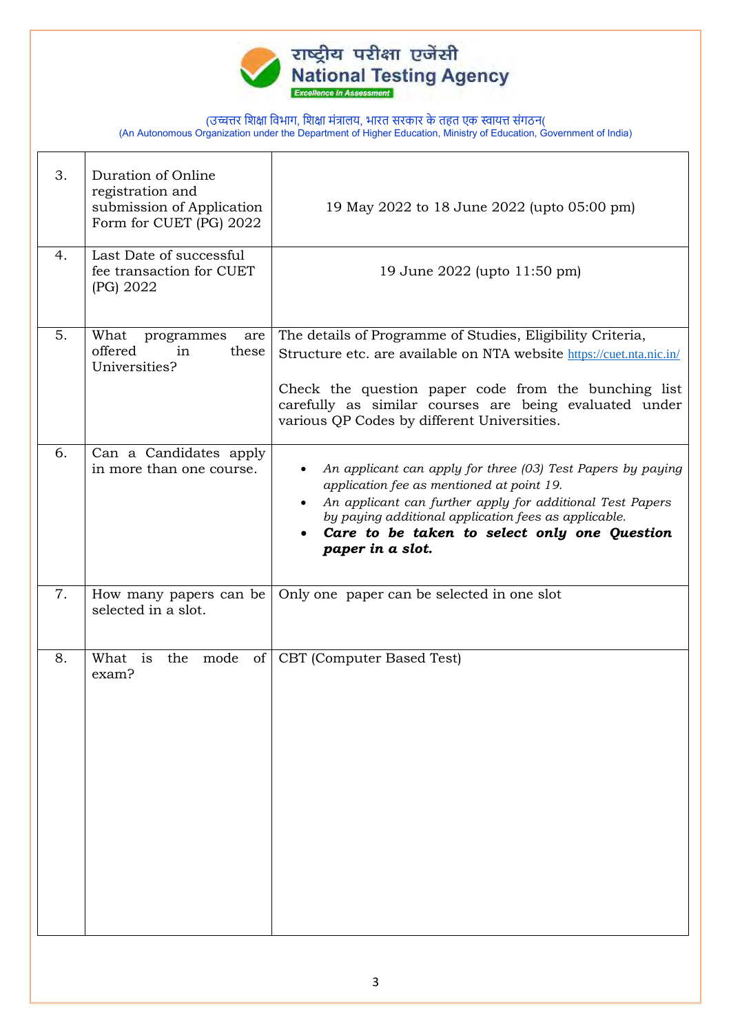| 3. | Duration of Online registration and submission of Application Form for CUET (PG) 2022 | 19 May 2022 to 18 June 2022 (upto 05:00 pm) |
|---|---|---|
| 4. | Last Date of successful fee transaction for CUET (PG) 2022 | 19 June 2022 (upto 11:50 pm) |
| 5. | What programmes are offered in these Universities? | The details of Programme of Studies, Eligibility Criteria, Structure etc. are available on NTA website https://cuet.nta.nic.in/ <br><br> Check the question paper code from the bunching list carefully as similar courses are being evaluated under various QP Codes by different Universities. |
| 6. | Can a Candidates apply in more than one course. | • *An applicant can apply for three (03) Test Papers by paying application fee as mentioned at point 19.* <br> • *An applicant can further apply for additional Test Papers by paying additional application fees as applicable.* <br> • ***Care to be taken to select only one Question paper in a slot.*** |
| 7. | How many papers can be selected in a slot. | Only one paper can be selected in one slot |
| 8. | What is the mode of exam? | CBT (Computer Based Test) |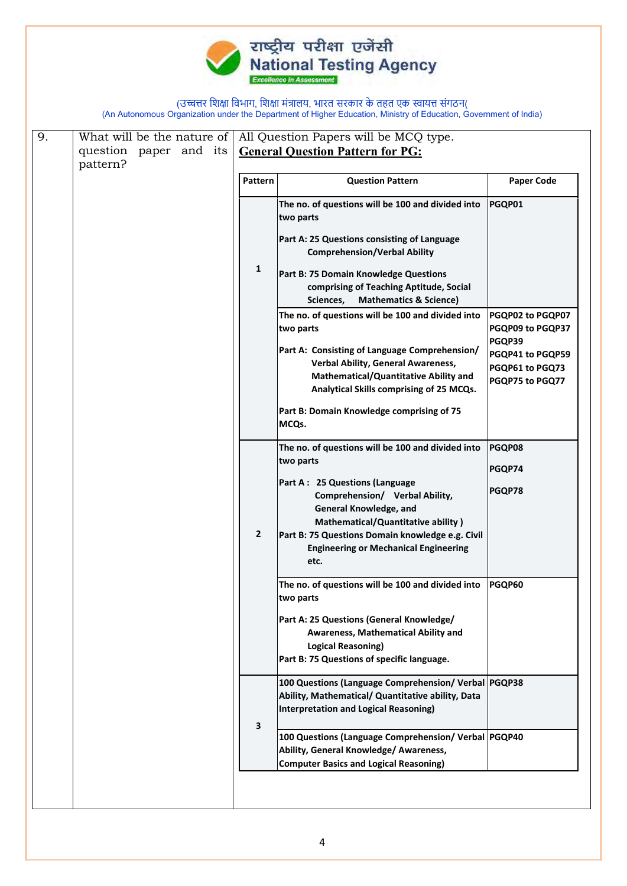राष्ट्रीय परीक्षा एजेंसी
**National Testing Agency**
*Excellence in Assessment*

(उच्चतर शिक्षा विभाग, शिक्षा मंत्रालय, भारत सरकार के तहत एक स्वायत्त संगठन(
(An Autonomous Organization under the Department of Higher Education, Ministry of Education, Government of India)

| 9. | What will be the nature of question paper and its pattern? | All Question Papers will be MCQ type. <br> **General Question Pattern for PG:** |
|---|---|---|

| Pattern | Question Pattern | Paper Code |
|---|---|---|
| 1 | **The no. of questions will be 100 and divided into two parts** <br><br> **Part A: 25 Questions consisting of Language Comprehension/Verbal Ability** <br><br> **Part B: 75 Domain Knowledge Questions comprising of Teaching Aptitude, Social Sciences, Mathematics & Science)** | **PGQP01** |
| | **The no. of questions will be 100 and divided into two parts** <br><br> **Part A: Consisting of Language Comprehension/ Verbal Ability, General Awareness, Mathematical/Quantitative Ability and Analytical Skills comprising of 25 MCQs.** <br><br> **Part B: Domain Knowledge comprising of 75 MCQs.** | **PGQP02 to PGQP07** <br> **PGQP09 to PGQP37** <br> **PGQP39** <br> **PGQP41 to PGQP59** <br> **PGQP61 to PGQ73** <br> **PGQP75 to PGQ77** |
| 2 | **The no. of questions will be 100 and divided into two parts** <br><br> **Part A : 25 Questions (Language Comprehension/ Verbal Ability, General Knowledge, and Mathematical/Quantitative ability )** <br> **Part B: 75 Questions Domain knowledge e.g. Civil Engineering or Mechanical Engineering etc.** | **PGQP08** <br><br> **PGQP74** <br><br> **PGQP78** |
| | **The no. of questions will be 100 and divided into two parts** <br><br> **Part A: 25 Questions (General Knowledge/ Awareness, Mathematical Ability and Logical Reasoning)** <br> **Part B: 75 Questions of specific language.** | **PGQP60** |
| 3 | **100 Questions (Language Comprehension/ Verbal Ability, Mathematical/ Quantitative ability, Data Interpretation and Logical Reasoning)** | **PGQP38** |
| | **100 Questions (Language Comprehension/ Verbal Ability, General Knowledge/ Awareness, Computer Basics and Logical Reasoning)** | **PGQP40** |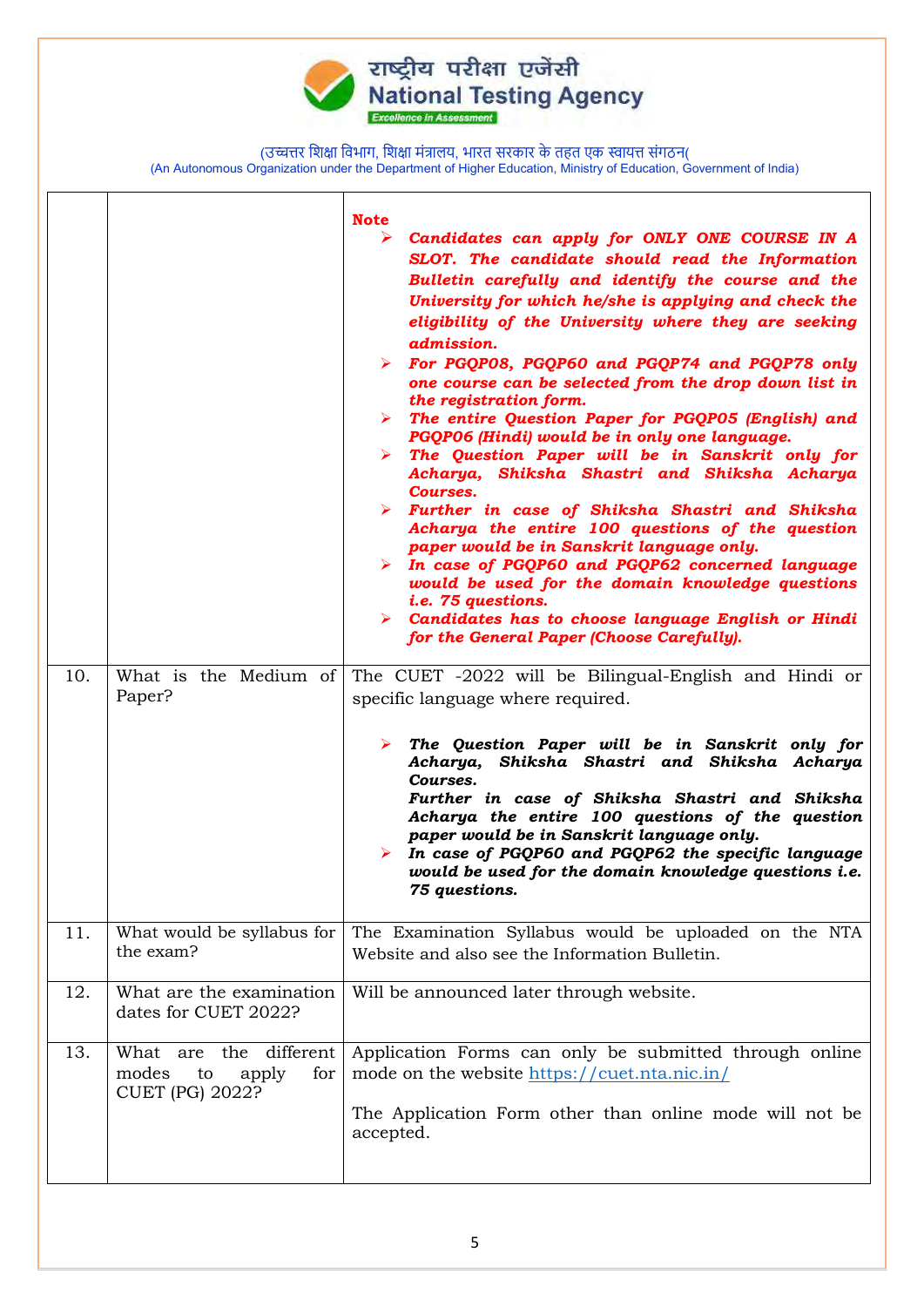| | | **Note** |
|---|---|---|
| | | ➢ ***Candidates can apply for ONLY ONE COURSE IN A SLOT. The candidate should read the Information Bulletin carefully and identify the course and the University for which he/she is applying and check the eligibility of the University where they are seeking admission.*** <br> ➢ ***For PGQP08, PGQP60 and PGQP74 and PGQP78 only one course can be selected from the drop down list in the registration form.*** <br> ➢ ***The entire Question Paper for PGQP05 (English) and PGQP06 (Hindi) would be in only one language.*** <br> ➢ ***The Question Paper will be in Sanskrit only for Acharya, Shiksha Shastri and Shiksha Acharya Courses.*** <br> ➢ ***Further in case of Shiksha Shastri and Shiksha Acharya the entire 100 questions of the question paper would be in Sanskrit language only.*** <br> ➢ ***In case of PGQP60 and PGQP62 concerned language would be used for the domain knowledge questions i.e. 75 questions.*** <br> ➢ ***Candidates has to choose language English or Hindi for the General Paper (Choose Carefully).*** |
| 10. | What is the Medium of Paper? | The CUET -2022 will be Bilingual-English and Hindi or specific language where required. <br><br> ➢ ***The Question Paper will be in Sanskrit only for Acharya, Shiksha Shastri and Shiksha Acharya Courses.*** <br> ***Further in case of Shiksha Shastri and Shiksha Acharya the entire 100 questions of the question paper would be in Sanskrit language only.*** <br> ➢ ***In case of PGQP60 and PGQP62 the specific language would be used for the domain knowledge questions i.e. 75 questions.*** |
| 11. | What would be syllabus for the exam? | The Examination Syllabus would be uploaded on the NTA Website and also see the Information Bulletin. |
| 12. | What are the examination dates for CUET 2022? | Will be announced later through website. |
| 13. | What are the different modes to apply for CUET (PG) 2022? | Application Forms can only be submitted through online mode on the website https://cuet.nta.nic.in/ <br><br> The Application Form other than online mode will not be accepted. |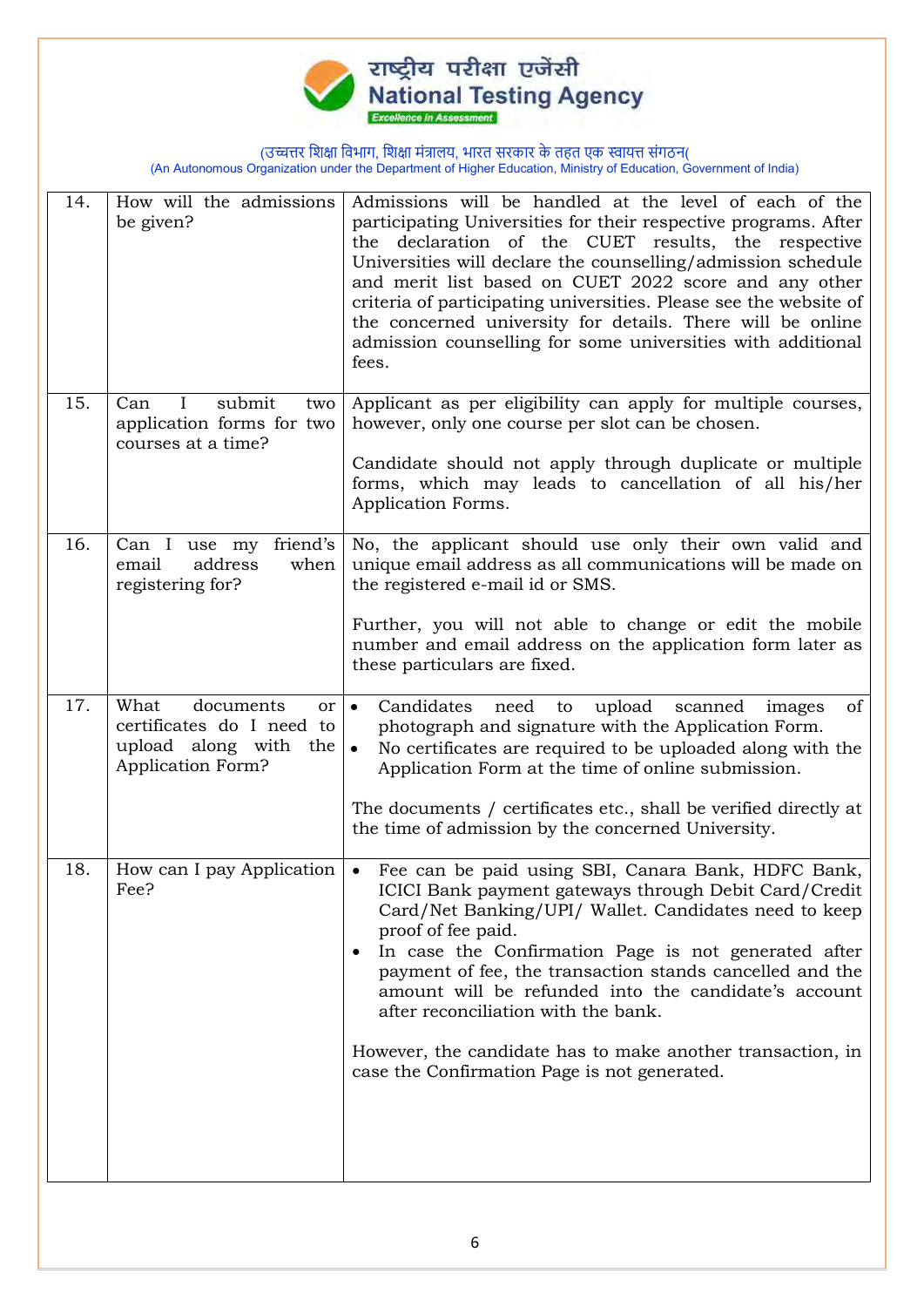| 14. | How will the admissions be given? | Admissions will be handled at the level of each of the participating Universities for their respective programs. After the declaration of the CUET results, the respective Universities will declare the counselling/admission schedule and merit list based on CUET 2022 score and any other criteria of participating universities. Please see the website of the concerned university for details. There will be online admission counselling for some universities with additional fees. |
|---|---|---|
| 15. | Can I submit two application forms for two courses at a time? | Applicant as per eligibility can apply for multiple courses, however, only one course per slot can be chosen.<br><br>Candidate should not apply through duplicate or multiple forms, which may leads to cancellation of all his/her Application Forms. |
| 16. | Can I use my friend's email address when registering for? | No, the applicant should use only their own valid and unique email address as all communications will be made on the registered e-mail id or SMS.<br><br>Further, you will not able to change or edit the mobile number and email address on the application form later as these particulars are fixed. |
| 17. | What documents or certificates do I need to upload along with the Application Form? | • Candidates need to upload scanned images of photograph and signature with the Application Form.<br>• No certificates are required to be uploaded along with the Application Form at the time of online submission.<br><br>The documents / certificates etc., shall be verified directly at the time of admission by the concerned University. |
| 18. | How can I pay Application Fee? | • Fee can be paid using SBI, Canara Bank, HDFC Bank, ICICI Bank payment gateways through Debit Card/Credit Card/Net Banking/UPI/ Wallet. Candidates need to keep proof of fee paid.<br>• In case the Confirmation Page is not generated after payment of fee, the transaction stands cancelled and the amount will be refunded into the candidate's account after reconciliation with the bank.<br><br>However, the candidate has to make another transaction, in case the Confirmation Page is not generated. |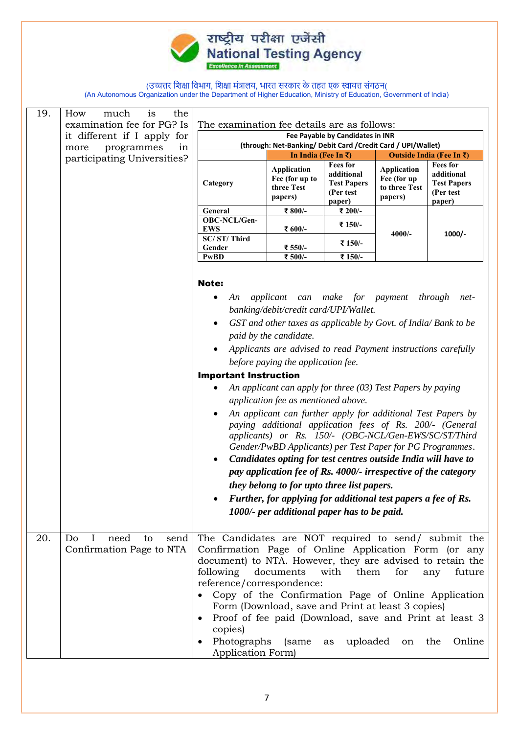| 19. | How much is the examination fee for PG? Is it different if I apply for more programmes in participating Universities? | The examination fee details are as follows: (see fee table and notes below) |
|---|---|---|
| 20. | Do I need to send Confirmation Page to NTA | The Candidates are NOT required to send/ submit the Confirmation Page of Online Application Form (or any document) to NTA. However, they are advised to retain the following documents with them for any future reference/correspondence:<br>• Copy of the Confirmation Page of Online Application Form (Download, save and Print at least 3 copies)<br>• Proof of fee paid (Download, save and Print at least 3 copies)<br>• Photographs (same as uploaded on the Online Application Form) |

**Fee Payable by Candidates in INR**
**(through: Net-Banking/ Debit Card /Credit Card / UPI/Wallet)**

| Category | In India (Fee In ₹) | | Outside India (Fee In ₹) | |
|---|---|---|---|---|
| | Application Fee (for up to three Test papers) | Fees for additional Test Papers (Per test paper) | Application Fee (for up to three Test papers) | Fees for additional Test Papers (Per test paper) |
| General | ₹ 800/- | ₹ 200/- | 4000/- | 1000/- |
| OBC-NCL/Gen-EWS | ₹ 600/- | ₹ 150/- | | |
| SC/ ST/ Third Gender | ₹ 550/- | ₹ 150/- | | |
| PwBD | ₹ 500/- | ₹ 150/- | | |

**Note:**

- *An applicant can make for payment through net-banking/debit/credit card/UPI/Wallet.*
- *GST and other taxes as applicable by Govt. of India/ Bank to be paid by the candidate.*
- *Applicants are advised to read Payment instructions carefully before paying the application fee.*

**Important Instruction**

- *An applicant can apply for three (03) Test Papers by paying application fee as mentioned above.*
- *An applicant can further apply for additional Test Papers by paying additional application fees of Rs. 200/- (General applicants) or Rs. 150/- (OBC-NCL/Gen-EWS/SC/ST/Third Gender/PwBD Applicants) per Test Paper for PG Programmes.*
- ***Candidates opting for test centres outside India will have to pay application fee of Rs. 4000/- irrespective of the category they belong to for upto three list papers.***
- ***Further, for applying for additional test papers a fee of Rs. 1000/- per additional paper has to be paid.***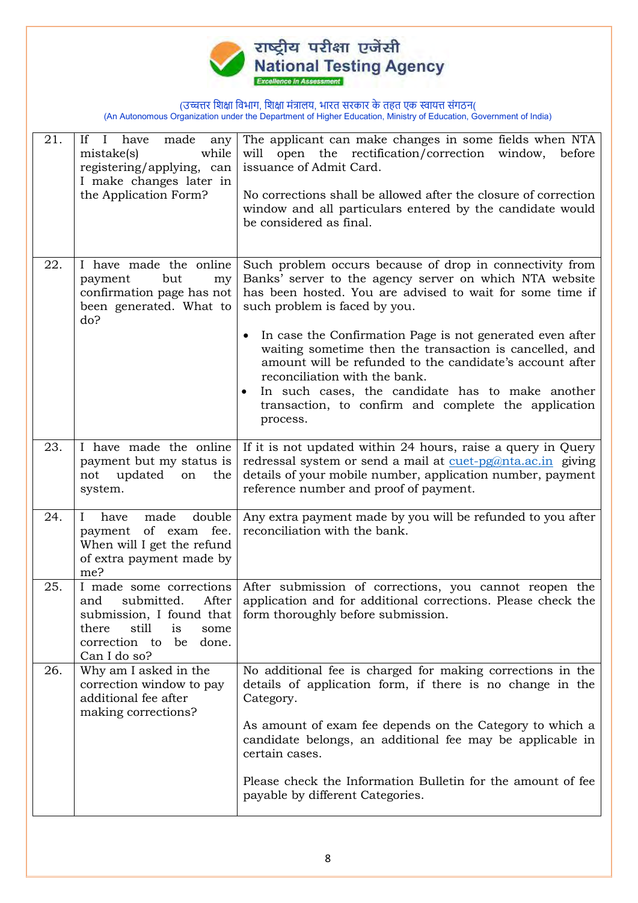| | | |
|---|---|---|
| 21. | If I have made any mistake(s) while registering/applying, can I make changes later in the Application Form? | The applicant can make changes in some fields when NTA will open the rectification/correction window, before issuance of Admit Card.<br><br>No corrections shall be allowed after the closure of correction window and all particulars entered by the candidate would be considered as final. |
| 22. | I have made the online payment but my confirmation page has not been generated. What to do? | Such problem occurs because of drop in connectivity from Banks' server to the agency server on which NTA website has been hosted. You are advised to wait for some time if such problem is faced by you.<br><br>• In case the Confirmation Page is not generated even after waiting sometime then the transaction is cancelled, and amount will be refunded to the candidate's account after reconciliation with the bank.<br>• In such cases, the candidate has to make another transaction, to confirm and complete the application process. |
| 23. | I have made the online payment but my status is not updated on the system. | If it is not updated within 24 hours, raise a query in Query redressal system or send a mail at cuet-pg@nta.ac.in giving details of your mobile number, application number, payment reference number and proof of payment. |
| 24. | I have made double payment of exam fee. When will I get the refund of extra payment made by me? | Any extra payment made by you will be refunded to you after reconciliation with the bank. |
| 25. | I made some corrections and submitted. After submission, I found that there still is some correction to be done. Can I do so? | After submission of corrections, you cannot reopen the application and for additional corrections. Please check the form thoroughly before submission. |
| 26. | Why am I asked in the correction window to pay additional fee after making corrections? | No additional fee is charged for making corrections in the details of application form, if there is no change in the Category.<br><br>As amount of exam fee depends on the Category to which a candidate belongs, an additional fee may be applicable in certain cases.<br><br>Please check the Information Bulletin for the amount of fee payable by different Categories. |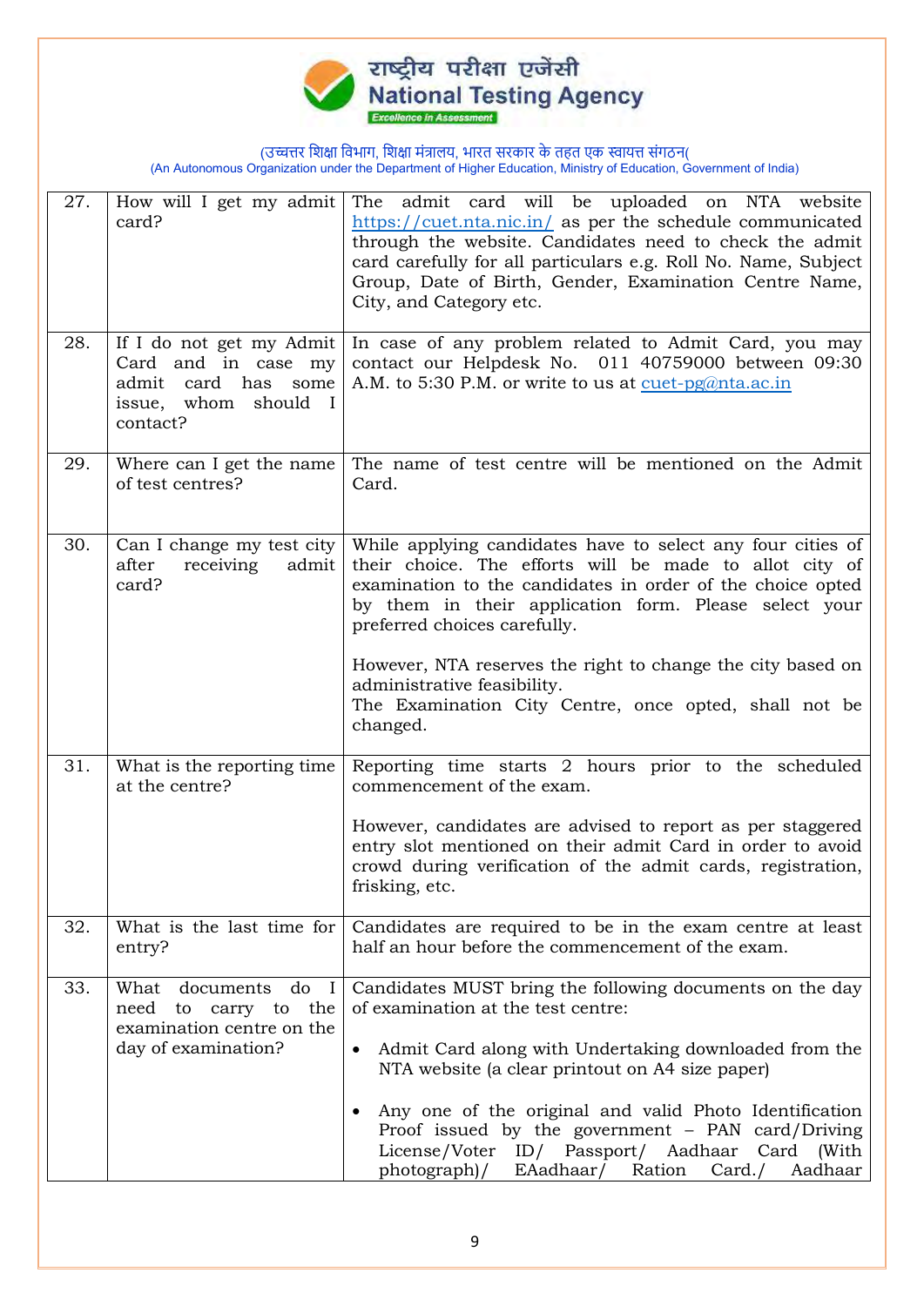राष्ट्रीय परीक्षा एजेंसी
**National Testing Agency**
*Excellence in Assessment*

(उच्चतर शिक्षा विभाग, शिक्षा मंत्रालय, भारत सरकार के तहत एक स्वायत्त संगठन(
(An Autonomous Organization under the Department of Higher Education, Ministry of Education, Government of India)

| | | |
|---|---|---|
| 27. | How will I get my admit card? | The admit card will be uploaded on NTA website https://cuet.nta.nic.in/ as per the schedule communicated through the website. Candidates need to check the admit card carefully for all particulars e.g. Roll No. Name, Subject Group, Date of Birth, Gender, Examination Centre Name, City, and Category etc. |
| 28. | If I do not get my Admit Card and in case my admit card has some issue, whom should I contact? | In case of any problem related to Admit Card, you may contact our Helpdesk No. 011 40759000 between 09:30 A.M. to 5:30 P.M. or write to us at cuet-pg@nta.ac.in |
| 29. | Where can I get the name of test centres? | The name of test centre will be mentioned on the Admit Card. |
| 30. | Can I change my test city after receiving admit card? | While applying candidates have to select any four cities of their choice. The efforts will be made to allot city of examination to the candidates in order of the choice opted by them in their application form. Please select your preferred choices carefully.<br><br>However, NTA reserves the right to change the city based on administrative feasibility.<br>The Examination City Centre, once opted, shall not be changed. |
| 31. | What is the reporting time at the centre? | Reporting time starts 2 hours prior to the scheduled commencement of the exam.<br><br>However, candidates are advised to report as per staggered entry slot mentioned on their admit Card in order to avoid crowd during verification of the admit cards, registration, frisking, etc. |
| 32. | What is the last time for entry? | Candidates are required to be in the exam centre at least half an hour before the commencement of the exam. |
| 33. | What documents do I need to carry to the examination centre on the day of examination? | Candidates MUST bring the following documents on the day of examination at the test centre:<br><br>• Admit Card along with Undertaking downloaded from the NTA website (a clear printout on A4 size paper)<br><br>• Any one of the original and valid Photo Identification Proof issued by the government – PAN card/Driving License/Voter ID/ Passport/ Aadhaar Card (With photograph)/ EAadhaar/ Ration Card./ Aadhaar |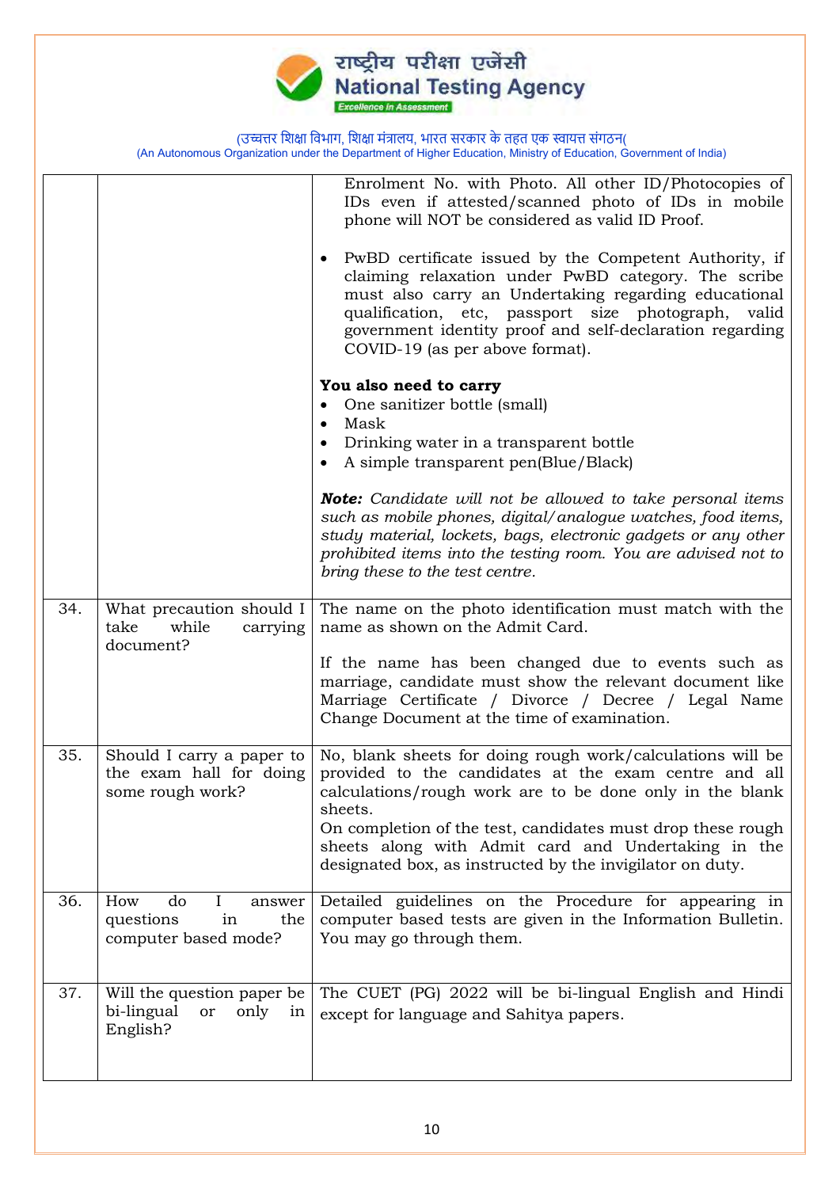| | | |
|---|---|---|
| | | Enrolment No. with Photo. All other ID/Photocopies of IDs even if attested/scanned photo of IDs in mobile phone will NOT be considered as valid ID Proof.<br><br>• PwBD certificate issued by the Competent Authority, if claiming relaxation under PwBD category. The scribe must also carry an Undertaking regarding educational qualification, etc, passport size photograph, valid government identity proof and self-declaration regarding COVID-19 (as per above format).<br><br>**You also need to carry**<br>• One sanitizer bottle (small)<br>• Mask<br>• Drinking water in a transparent bottle<br>• A simple transparent pen(Blue/Black)<br><br>***Note:*** *Candidate will not be allowed to take personal items such as mobile phones, digital/analogue watches, food items, study material, lockets, bags, electronic gadgets or any other prohibited items into the testing room. You are advised not to bring these to the test centre.* |
| 34. | What precaution should I take while carrying document? | The name on the photo identification must match with the name as shown on the Admit Card.<br><br>If the name has been changed due to events such as marriage, candidate must show the relevant document like Marriage Certificate / Divorce / Decree / Legal Name Change Document at the time of examination. |
| 35. | Should I carry a paper to the exam hall for doing some rough work? | No, blank sheets for doing rough work/calculations will be provided to the candidates at the exam centre and all calculations/rough work are to be done only in the blank sheets.<br>On completion of the test, candidates must drop these rough sheets along with Admit card and Undertaking in the designated box, as instructed by the invigilator on duty. |
| 36. | How do I answer questions in the computer based mode? | Detailed guidelines on the Procedure for appearing in computer based tests are given in the Information Bulletin. You may go through them. |
| 37. | Will the question paper be bi-lingual or only in English? | The CUET (PG) 2022 will be bi-lingual English and Hindi except for language and Sahitya papers. |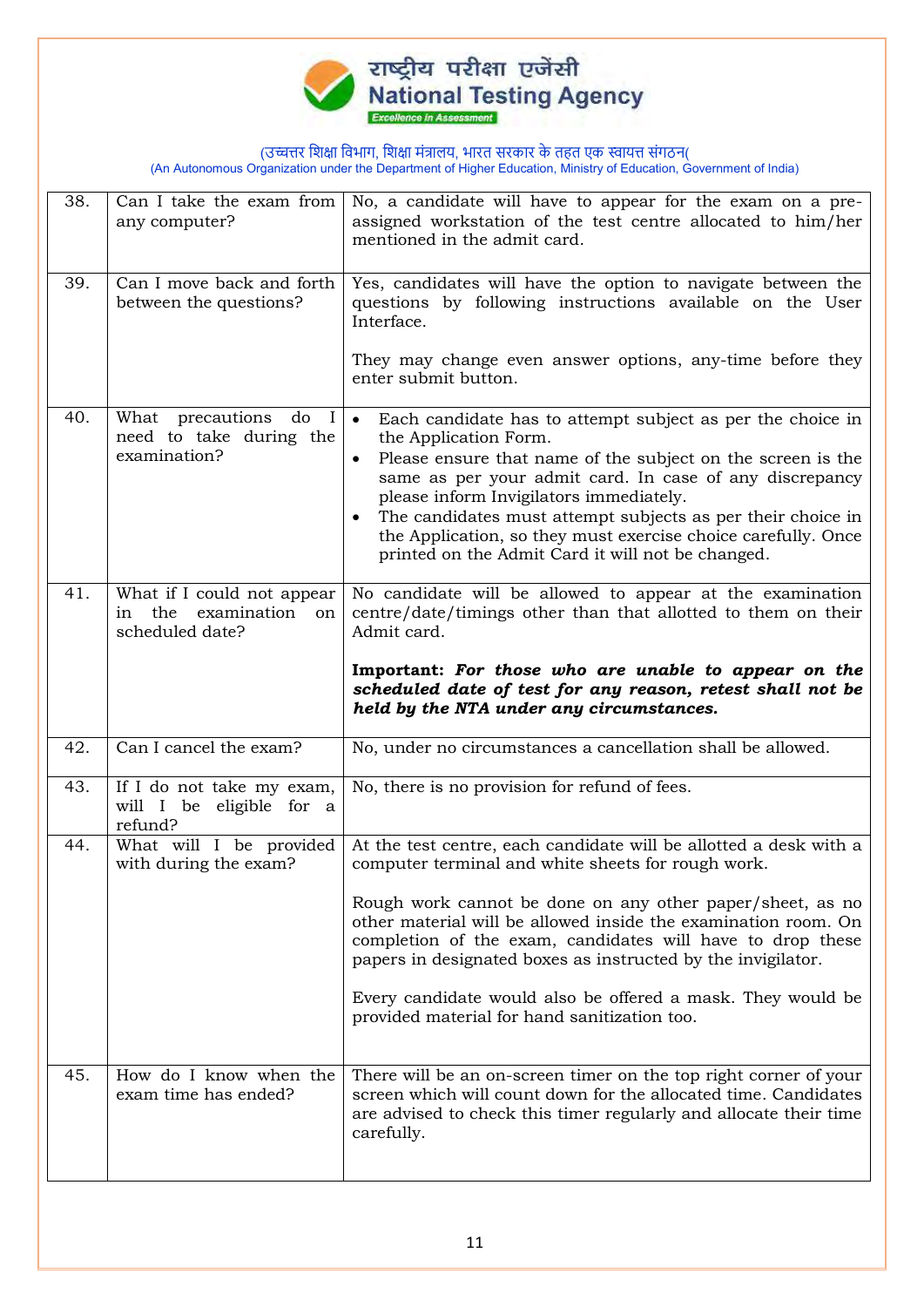| 38. | Can I take the exam from any computer? | No, a candidate will have to appear for the exam on a pre-assigned workstation of the test centre allocated to him/her mentioned in the admit card. |
|---|---|---|
| 39. | Can I move back and forth between the questions? | Yes, candidates will have the option to navigate between the questions by following instructions available on the User Interface.<br><br>They may change even answer options, any-time before they enter submit button. |
| 40. | What precautions do I need to take during the examination? | • Each candidate has to attempt subject as per the choice in the Application Form.<br>• Please ensure that name of the subject on the screen is the same as per your admit card. In case of any discrepancy please inform Invigilators immediately.<br>• The candidates must attempt subjects as per their choice in the Application, so they must exercise choice carefully. Once printed on the Admit Card it will not be changed. |
| 41. | What if I could not appear in the examination on scheduled date? | No candidate will be allowed to appear at the examination centre/date/timings other than that allotted to them on their Admit card.<br><br>**Important:** ***For those who are unable to appear on the scheduled date of test for any reason, retest shall not be held by the NTA under any circumstances.*** |
| 42. | Can I cancel the exam? | No, under no circumstances a cancellation shall be allowed. |
| 43. | If I do not take my exam, will I be eligible for a refund? | No, there is no provision for refund of fees. |
| 44. | What will I be provided with during the exam? | At the test centre, each candidate will be allotted a desk with a computer terminal and white sheets for rough work.<br><br>Rough work cannot be done on any other paper/sheet, as no other material will be allowed inside the examination room. On completion of the exam, candidates will have to drop these papers in designated boxes as instructed by the invigilator.<br><br>Every candidate would also be offered a mask. They would be provided material for hand sanitization too. |
| 45. | How do I know when the exam time has ended? | There will be an on-screen timer on the top right corner of your screen which will count down for the allocated time. Candidates are advised to check this timer regularly and allocate their time carefully. |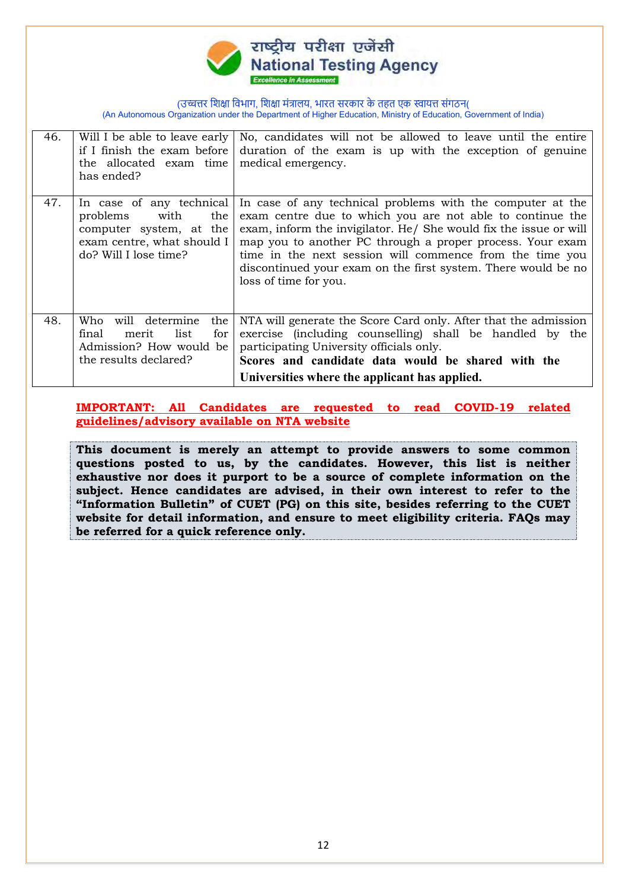| 46. | Will I be able to leave early if I finish the exam before the allocated exam time has ended? | No, candidates will not be allowed to leave until the entire duration of the exam is up with the exception of genuine medical emergency. |
|---|---|---|
| 47. | In case of any technical problems with the computer system, at the exam centre, what should I do? Will I lose time? | In case of any technical problems with the computer at the exam centre due to which you are not able to continue the exam, inform the invigilator. He/ She would fix the issue or will map you to another PC through a proper process. Your exam time in the next session will commence from the time you discontinued your exam on the first system. There would be no loss of time for you. |
| 48. | Who will determine the final merit list for Admission? How would be the results declared? | NTA will generate the Score Card only. After that the admission exercise (including counselling) shall be handled by the participating University officials only. **Scores and candidate data would be shared with the Universities where the applicant has applied.** |

**IMPORTANT: All Candidates are requested to read COVID-19 related guidelines/advisory available on NTA website**

**This document is merely an attempt to provide answers to some common questions posted to us, by the candidates. However, this list is neither exhaustive nor does it purport to be a source of complete information on the subject. Hence candidates are advised, in their own interest to refer to the "Information Bulletin" of CUET (PG) on this site, besides referring to the CUET website for detail information, and ensure to meet eligibility criteria. FAQs may be referred for a quick reference only.**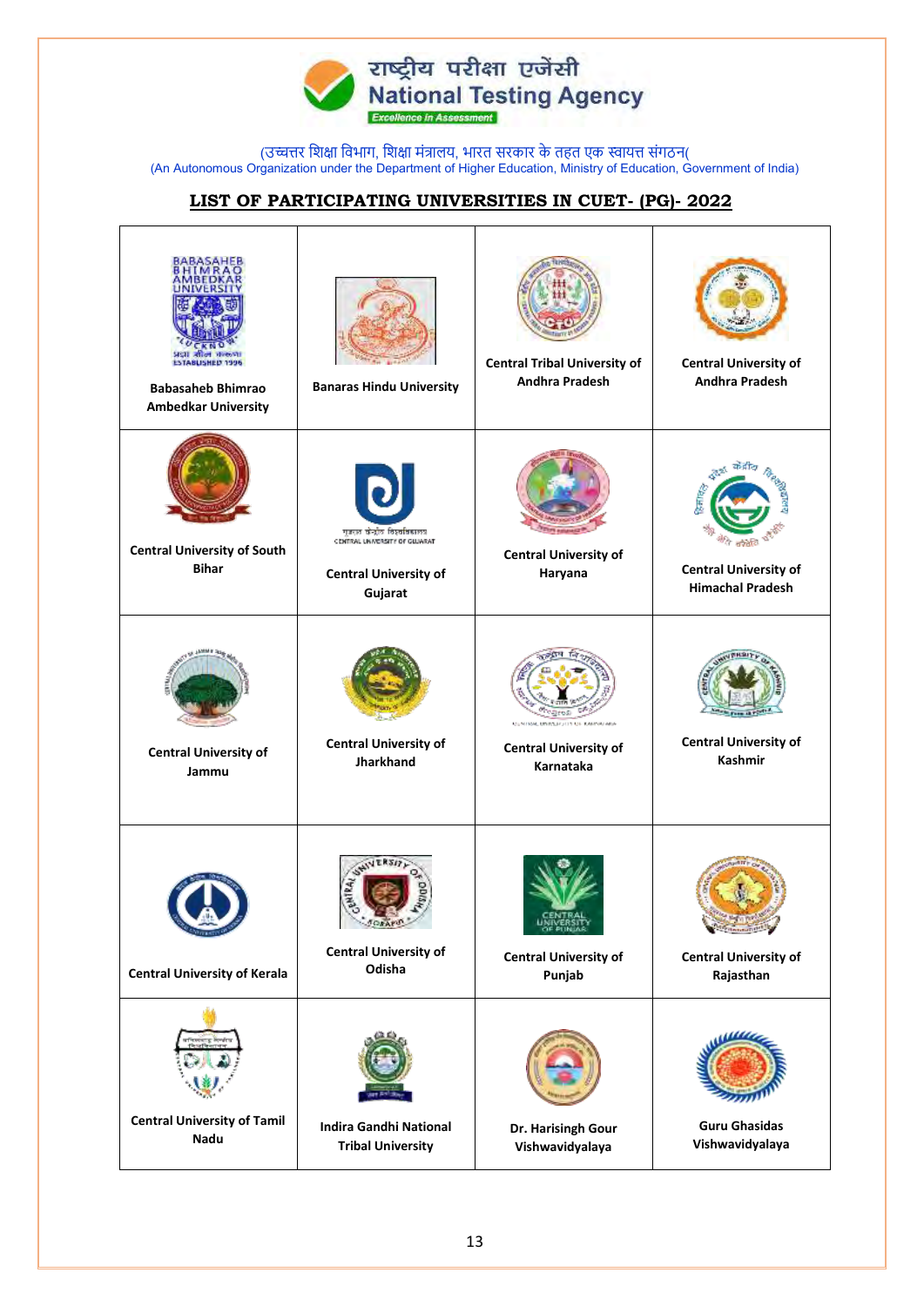राष्ट्रीय परीक्षा एजेंसी
National Testing Agency
*Excellence in Assessment*

(उच्चतर शिक्षा विभाग, शिक्षा मंत्रालय, भारत सरकार के तहत एक स्वायत्त संगठन(
(An Autonomous Organization under the Department of Higher Education, Ministry of Education, Government of India)

## LIST OF PARTICIPATING UNIVERSITIES IN CUET- (PG)- 2022

| | | | |
|---|---|---|---|
| Babasaheb Bhimrao Ambedkar University | Banaras Hindu University | Central Tribal University of Andhra Pradesh | Central University of Andhra Pradesh |
| Central University of South Bihar | Central University of Gujarat | Central University of Haryana | Central University of Himachal Pradesh |
| Central University of Jammu | Central University of Jharkhand | Central University of Karnataka | Central University of Kashmir |
| Central University of Kerala | Central University of Odisha | Central University of Punjab | Central University of Rajasthan |
| Central University of Tamil Nadu | Indira Gandhi National Tribal University | Dr. Harisingh Gour Vishwavidyalaya | Guru Ghasidas Vishwavidyalaya |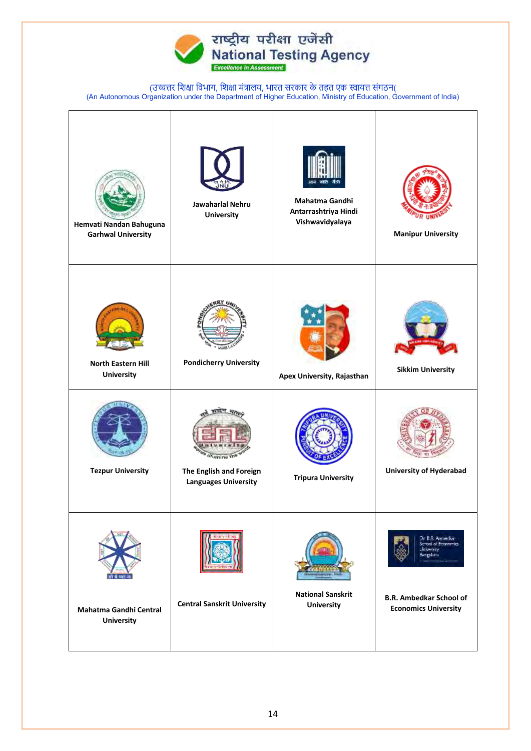| Hemvati Nandan Bahuguna Garhwal University | Jawaharlal Nehru University | Mahatma Gandhi Antarrashtriya Hindi Vishwavidyalaya | Manipur University |
|---|---|---|---|
| North Eastern Hill University | Pondicherry University | Apex University, Rajasthan | Sikkim University |
| Tezpur University | The English and Foreign Languages University | Tripura University | University of Hyderabad |
| Mahatma Gandhi Central University | Central Sanskrit University | National Sanskrit University | B.R. Ambedkar School of Economics University |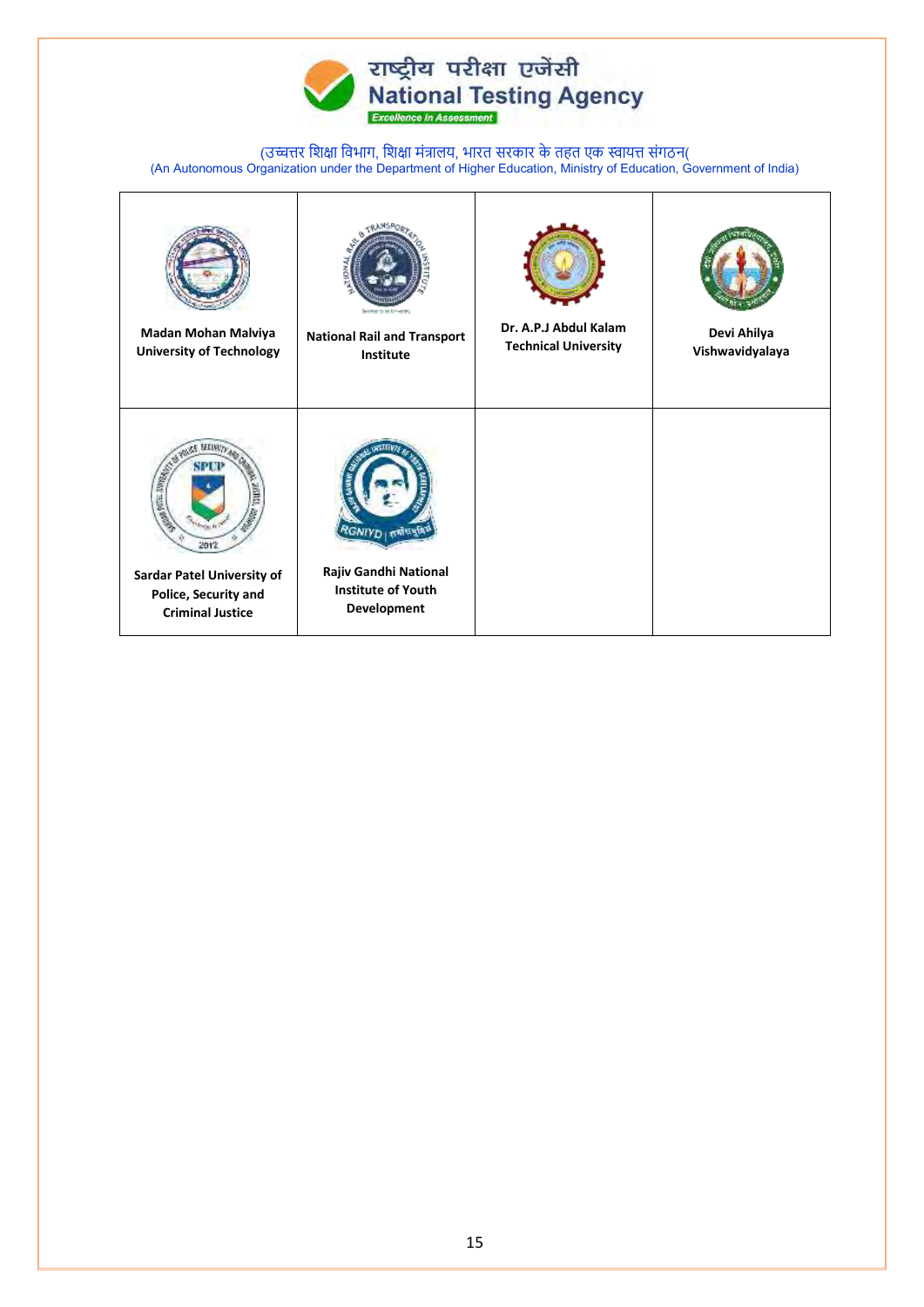राष्ट्रीय परीक्षा एजेंसी
National Testing Agency
Excellence in Assessment

(उच्चत्तर शिक्षा विभाग, शिक्षा मंत्रालय, भारत सरकार के तहत एक स्वायत्त संगठन(
(An Autonomous Organization under the Department of Higher Education, Ministry of Education, Government of India)

| | | | |
|---|---|---|---|
| **Madan Mohan Malviya University of Technology** | **National Rail and Transport Institute** | **Dr. A.P.J Abdul Kalam Technical University** | **Devi Ahilya Vishwavidyalaya** |
| **Sardar Patel University of Police, Security and Criminal Justice** | **Rajiv Gandhi National Institute of Youth Development** | | |